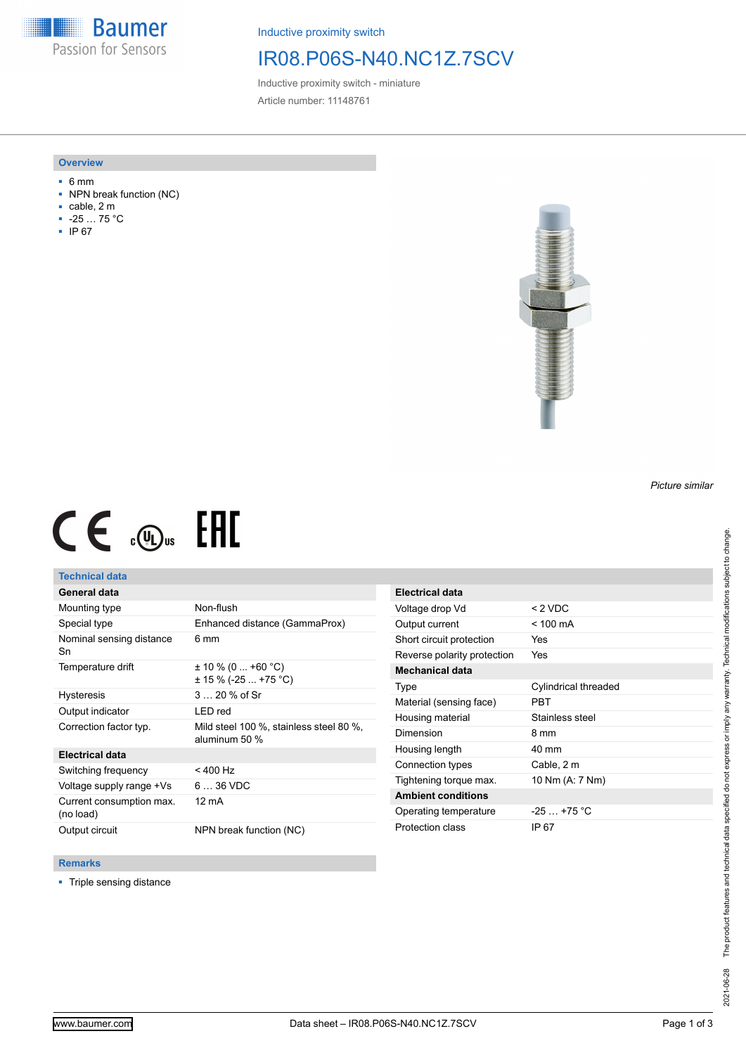Baumer
Passion for Sensors

Inductive proximity switch

# IR08.P06S-N40.NC1Z.7SCV

Inductive proximity switch - miniature

Article number: 11148761

## Overview

- 6 mm
- NPN break function (NC)
- cable, 2 m
- -25 … 75 °C
- IP 67

*Picture similar*

## Technical data

| General data | |
|---|---|
| Mounting type | Non-flush |
| Special type | Enhanced distance (GammaProx) |
| Nominal sensing distance Sn | 6 mm |
| Temperature drift | ± 10 % (0 ... +60 °C)<br>± 15 % (-25 ... +75 °C) |
| Hysteresis | 3 … 20 % of Sr |
| Output indicator | LED red |
| Correction factor typ. | Mild steel 100 %, stainless steel 80 %, aluminum 50 % |
| **Electrical data** | |
| Switching frequency | < 400 Hz |
| Voltage supply range +Vs | 6 … 36 VDC |
| Current consumption max. (no load) | 12 mA |
| Output circuit | NPN break function (NC) |

| Electrical data | |
|---|---|
| Voltage drop Vd | < 2 VDC |
| Output current | < 100 mA |
| Short circuit protection | Yes |
| Reverse polarity protection | Yes |
| **Mechanical data** | |
| Type | Cylindrical threaded |
| Material (sensing face) | PBT |
| Housing material | Stainless steel |
| Dimension | 8 mm |
| Housing length | 40 mm |
| Connection types | Cable, 2 m |
| Tightening torque max. | 10 Nm (A: 7 Nm) |
| **Ambient conditions** | |
| Operating temperature | -25 … +75 °C |
| Protection class | IP 67 |

## Remarks

- Triple sensing distance

2021-06-28 The product features and technical data specified do not express or imply any warranty. Technical modifications subject to change.

www.baumer.com

Data sheet – IR08.P06S-N40.NC1Z.7SCV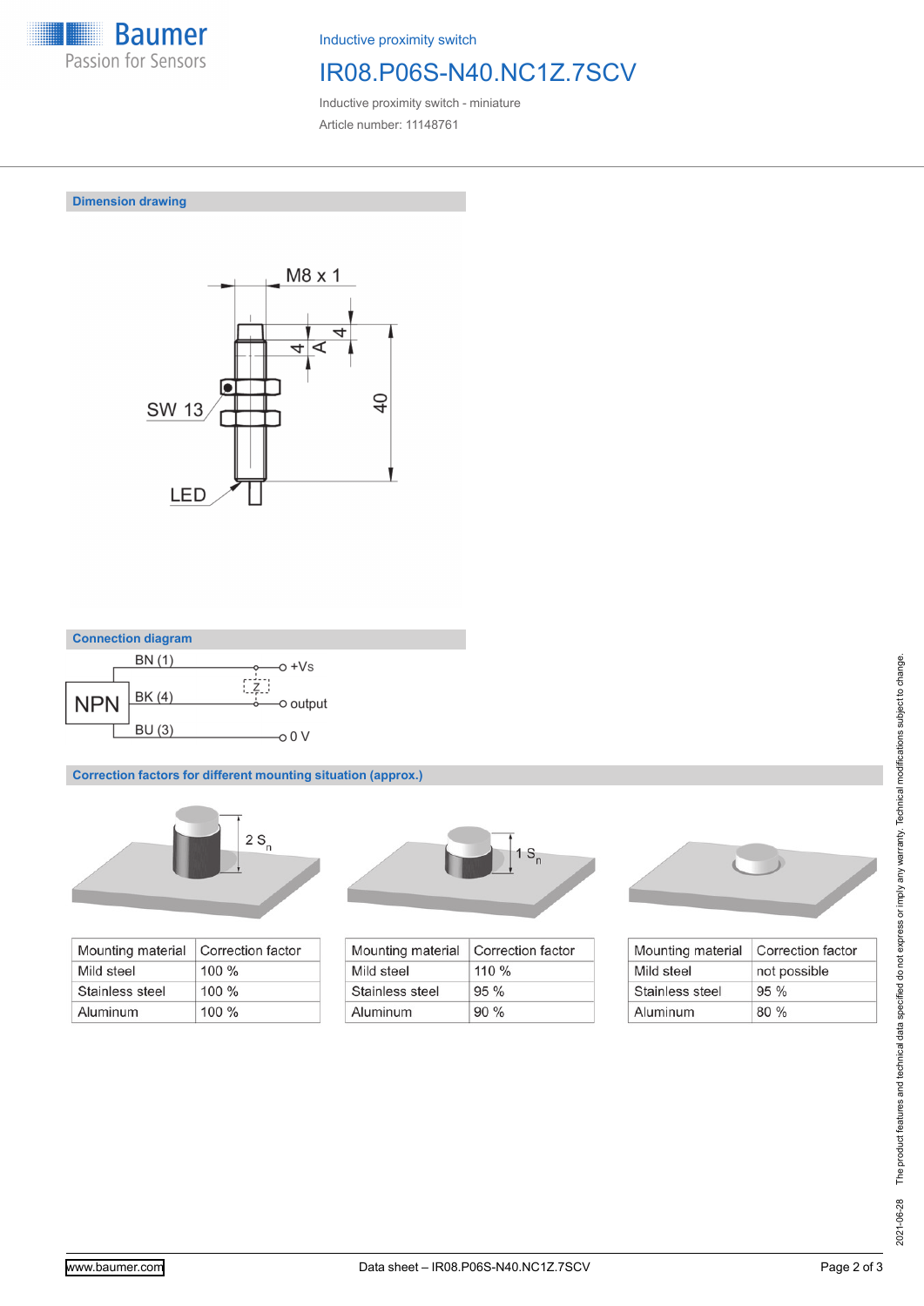Inductive proximity switch

# IR08.P06S-N40.NC1Z.7SCV

Inductive proximity switch - miniature

Article number: 11148761

## Dimension drawing

M8 x 1

4

4

A

40

SW 13

LED

## Connection diagram

NPN

BN (1) +Vs

BK (4) output

Z

BU (3) 0 V

## Correction factors for different mounting situation (approx.)

2 $S_n$

| Mounting material | Correction factor |
|---|---|
| Mild steel | 100 % |
| Stainless steel | 100 % |
| Aluminum | 100 % |

1 $S_n$

| Mounting material | Correction factor |
|---|---|
| Mild steel | 110 % |
| Stainless steel | 95 % |
| Aluminum | 90 % |

| Mounting material | Correction factor |
|---|---|
| Mild steel | not possible |
| Stainless steel | 95 % |
| Aluminum | 80 % |

2021-06-28 The product features and technical data specified do not express or imply any warranty. Technical modifications subject to change.

www.baumer.com

Data sheet – IR08.P06S-N40.NC1Z.7SCV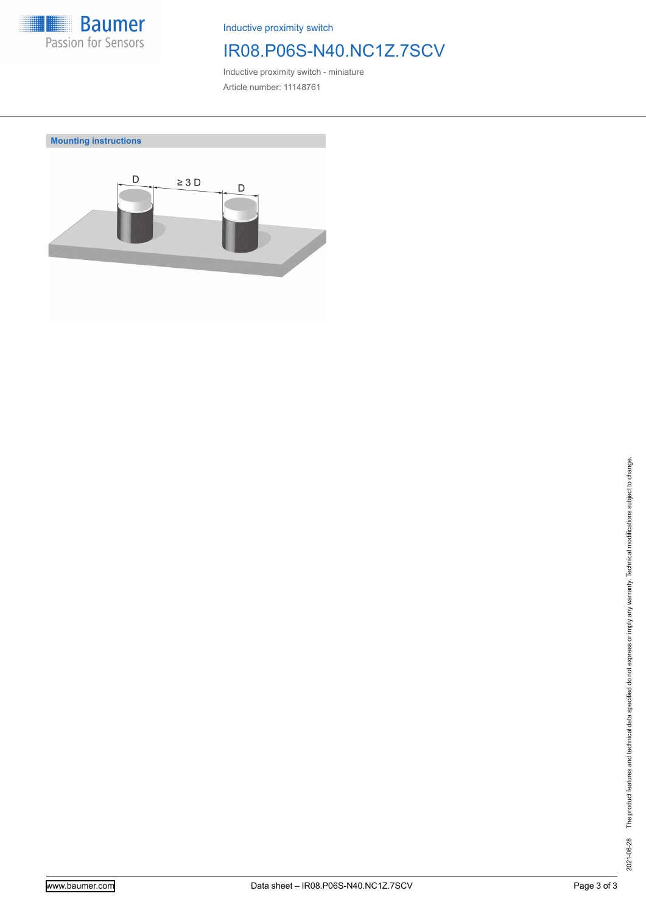Inductive proximity switch

# IR08.P06S-N40.NC1Z.7SCV

Inductive proximity switch - miniature

Article number: 11148761

## Mounting instructions

D

≥ 3 D

D